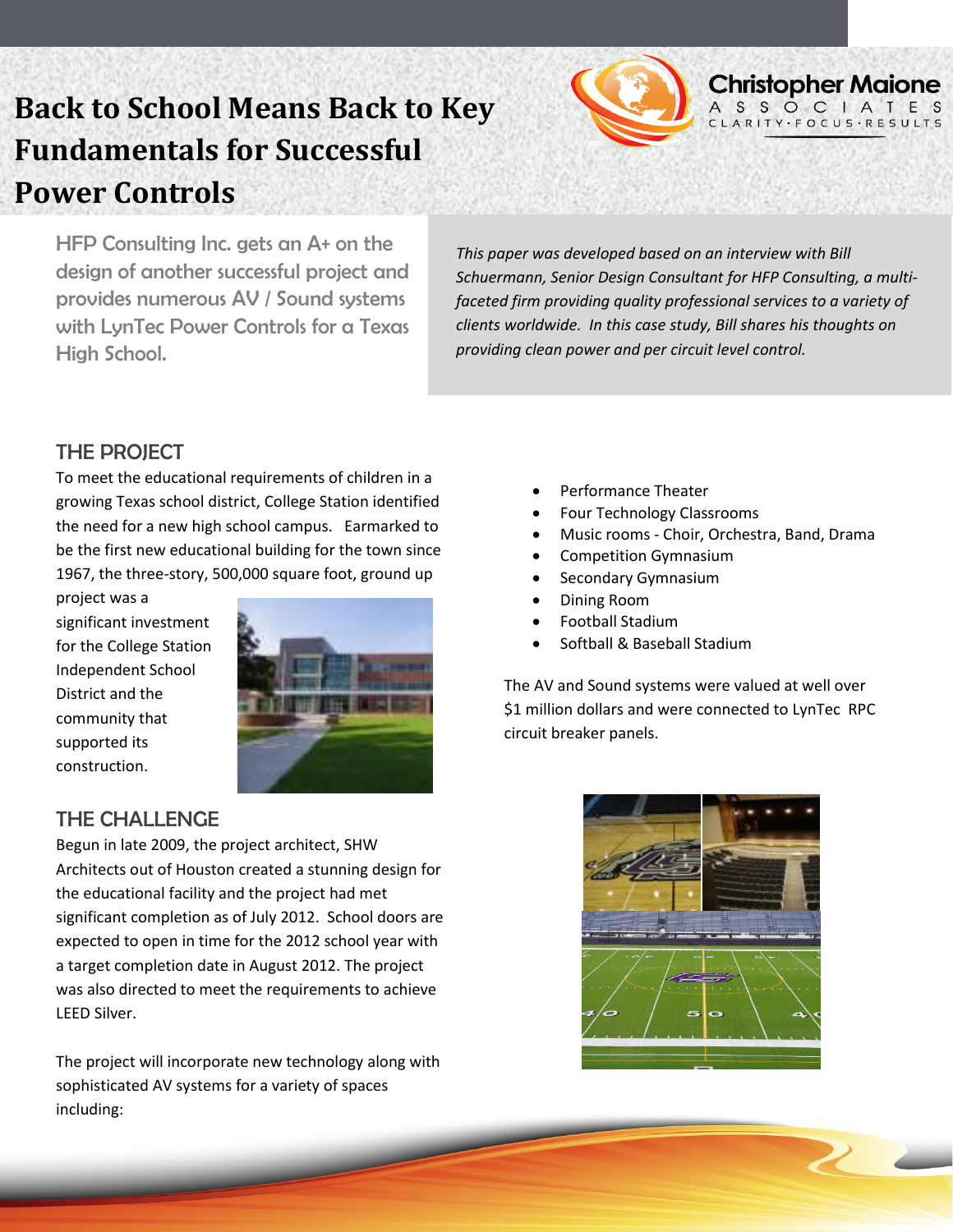# Back to School Means Back to Key Fundamentals for Successful Power Controls

Christopher Maione
ASSOCIATES
CLARITY·FOCUS·RESULTS

HFP Consulting Inc. gets an A+ on the design of another successful project and provides numerous AV / Sound systems with LynTec Power Controls for a Texas High School.

*This paper was developed based on an interview with Bill Schuermann, Senior Design Consultant for HFP Consulting, a multi-faceted firm providing quality professional services to a variety of clients worldwide. In this case study, Bill shares his thoughts on providing clean power and per circuit level control.*

## THE PROJECT

To meet the educational requirements of children in a growing Texas school district, College Station identified the need for a new high school campus. Earmarked to be the first new educational building for the town since 1967, the three-story, 500,000 square foot, ground up project was a significant investment for the College Station Independent School District and the community that supported its construction.

## THE CHALLENGE

Begun in late 2009, the project architect, SHW Architects out of Houston created a stunning design for the educational facility and the project had met significant completion as of July 2012. School doors are expected to open in time for the 2012 school year with a target completion date in August 2012. The project was also directed to meet the requirements to achieve LEED Silver.

The project will incorporate new technology along with sophisticated AV systems for a variety of spaces including:

- Performance Theater
- Four Technology Classrooms
- Music rooms - Choir, Orchestra, Band, Drama
- Competition Gymnasium
- Secondary Gymnasium
- Dining Room
- Football Stadium
- Softball & Baseball Stadium

The AV and Sound systems were valued at well over $1 million dollars and were connected to LynTec RPC circuit breaker panels.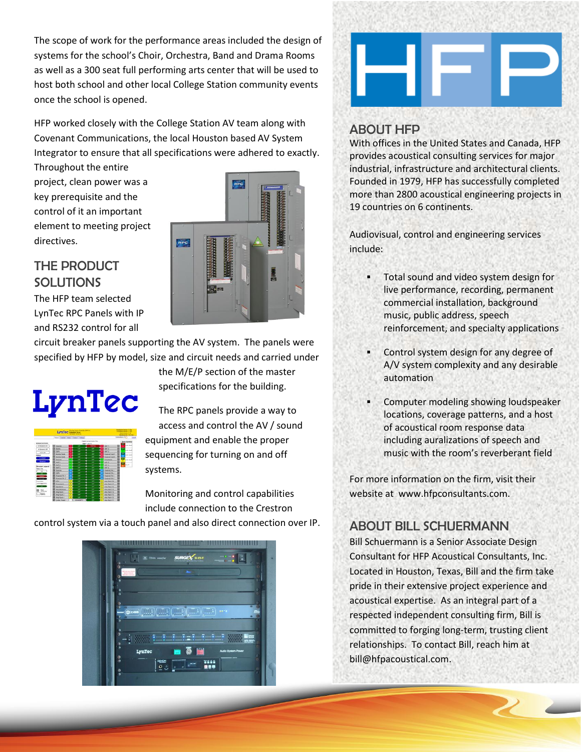The scope of work for the performance areas included the design of systems for the school's Choir, Orchestra, Band and Drama Rooms as well as a 300 seat full performing arts center that will be used to host both school and other local College Station community events once the school is opened.

HFP worked closely with the College Station AV team along with Covenant Communications, the local Houston based AV System Integrator to ensure that all specifications were adhered to exactly. Throughout the entire project, clean power was a key prerequisite and the control of it an important element to meeting project directives.

## THE PRODUCT SOLUTIONS

The HFP team selected LynTec RPC Panels with IP and RS232 control for all circuit breaker panels supporting the AV system. The panels were specified by HFP by model, size and circuit needs and carried under the M/E/P section of the master specifications for the building.

The RPC panels provide a way to access and control the AV / sound equipment and enable the proper sequencing for turning on and off systems.

Monitoring and control capabilities include connection to the Crestron control system via a touch panel and also direct connection over IP.

## ABOUT HFP

With offices in the United States and Canada, HFP provides acoustical consulting services for major industrial, infrastructure and architectural clients. Founded in 1979, HFP has successfully completed more than 2800 acoustical engineering projects in 19 countries on 6 continents.

Audiovisual, control and engineering services include:

- Total sound and video system design for live performance, recording, permanent commercial installation, background music, public address, speech reinforcement, and specialty applications
- Control system design for any degree of A/V system complexity and any desirable automation
- Computer modeling showing loudspeaker locations, coverage patterns, and a host of acoustical room response data including auralizations of speech and music with the room's reverberant field

For more information on the firm, visit their website at www.hfpconsultants.com.

## ABOUT BILL SCHUERMANN

Bill Schuermann is a Senior Associate Design Consultant for HFP Acoustical Consultants, Inc. Located in Houston, Texas, Bill and the firm take pride in their extensive project experience and acoustical expertise. As an integral part of a respected independent consulting firm, Bill is committed to forging long-term, trusting client relationships. To contact Bill, reach him at bill@hfpacoustical.com.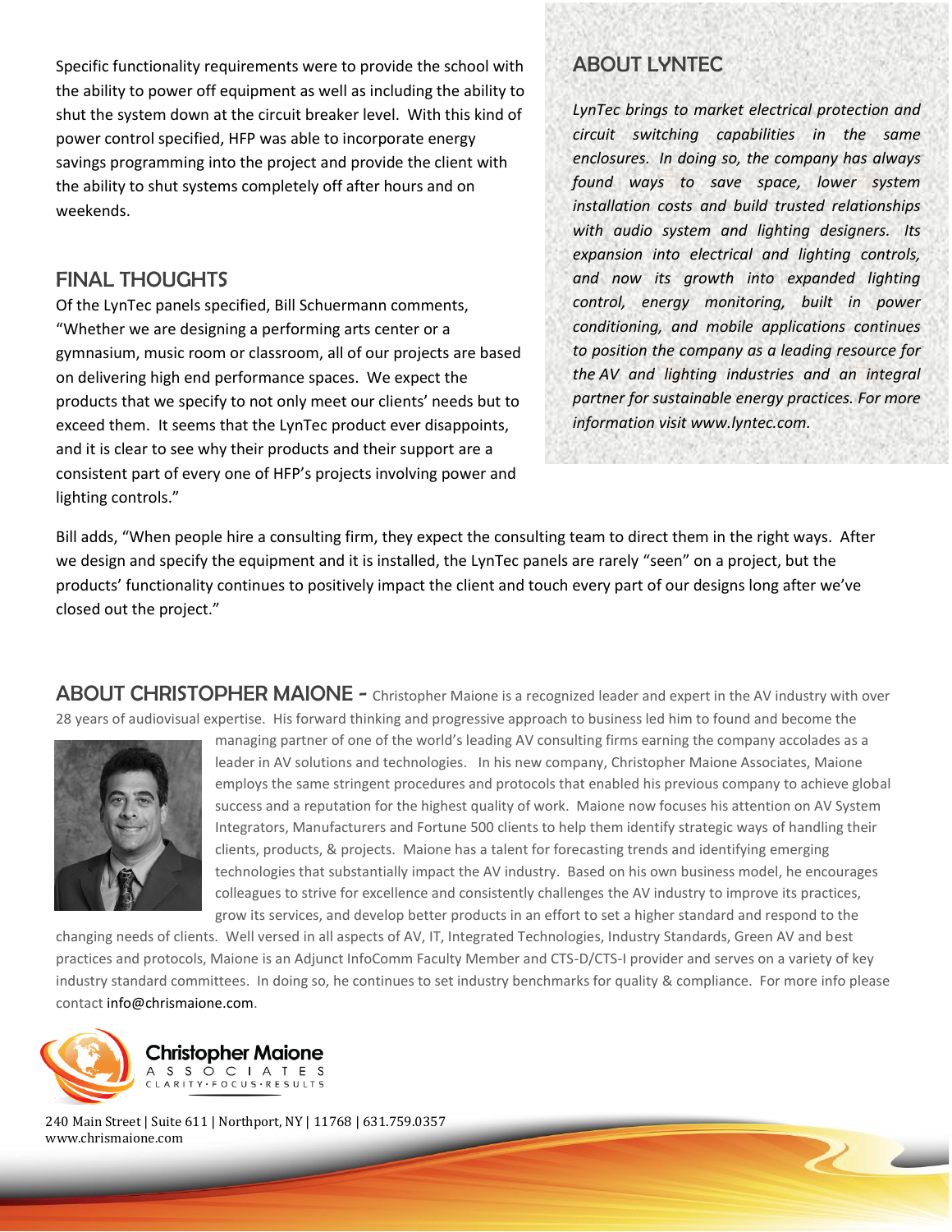Specific functionality requirements were to provide the school with the ability to power off equipment as well as including the ability to shut the system down at the circuit breaker level. With this kind of power control specified, HFP was able to incorporate energy savings programming into the project and provide the client with the ability to shut systems completely off after hours and on weekends.

## FINAL THOUGHTS

Of the LynTec panels specified, Bill Schuermann comments, "Whether we are designing a performing arts center or a gymnasium, music room or classroom, all of our projects are based on delivering high end performance spaces. We expect the products that we specify to not only meet our clients' needs but to exceed them. It seems that the LynTec product ever disappoints, and it is clear to see why their products and their support are a consistent part of every one of HFP's projects involving power and lighting controls."

## ABOUT LYNTEC

*LynTec brings to market electrical protection and circuit switching capabilities in the same enclosures. In doing so, the company has always found ways to save space, lower system installation costs and build trusted relationships with audio system and lighting designers. Its expansion into electrical and lighting controls, and now its growth into expanded lighting control, energy monitoring, built in power conditioning, and mobile applications continues to position the company as a leading resource for the AV and lighting industries and an integral partner for sustainable energy practices. For more information visit www.lyntec.com.*

Bill adds, "When people hire a consulting firm, they expect the consulting team to direct them in the right ways. After we design and specify the equipment and it is installed, the LynTec panels are rarely "seen" on a project, but the products' functionality continues to positively impact the client and touch every part of our designs long after we've closed out the project."

## ABOUT CHRISTOPHER MAIONE -

Christopher Maione is a recognized leader and expert in the AV industry with over 28 years of audiovisual expertise. His forward thinking and progressive approach to business led him to found and become the managing partner of one of the world's leading AV consulting firms earning the company accolades as a leader in AV solutions and technologies. In his new company, Christopher Maione Associates, Maione employs the same stringent procedures and protocols that enabled his previous company to achieve global success and a reputation for the highest quality of work. Maione now focuses his attention on AV System Integrators, Manufacturers and Fortune 500 clients to help them identify strategic ways of handling their clients, products, & projects. Maione has a talent for forecasting trends and identifying emerging technologies that substantially impact the AV industry. Based on his own business model, he encourages colleagues to strive for excellence and consistently challenges the AV industry to improve its practices, grow its services, and develop better products in an effort to set a higher standard and respond to the changing needs of clients. Well versed in all aspects of AV, IT, Integrated Technologies, Industry Standards, Green AV and best practices and protocols, Maione is an Adjunct InfoComm Faculty Member and CTS-D/CTS-I provider and serves on a variety of key industry standard committees. In doing so, he continues to set industry benchmarks for quality & compliance. For more info please contact info@chrismaione.com.

Christopher Maione
ASSOCIATES
CLARITY·FOCUS·RESULTS

240 Main Street | Suite 611 | Northport, NY | 11768 | 631.759.0357
www.chrismaione.com